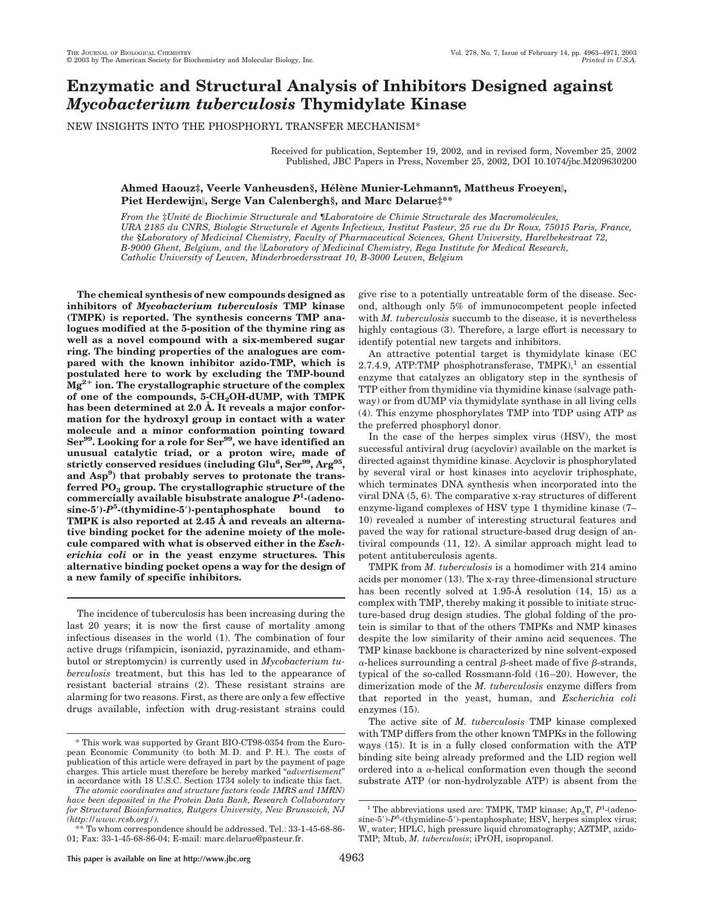# Enzymatic and Structural Analysis of Inhibitors Designed against *Mycobacterium tuberculosis* Thymidylate Kinase

NEW INSIGHTS INTO THE PHOSPHORYL TRANSFER MECHANISM*

Received for publication, September 19, 2002, and in revised form, November 25, 2002
Published, JBC Papers in Press, November 25, 2002, DOI 10.1074/jbc.M209630200

**Ahmed Haouz‡, Veerle Vanheusden§, Hélène Munier-Lehmann¶, Mattheus Froeyen‖, Piet Herdewijn‖, Serge Van Calenbergh§, and Marc Delarue‡****

*From the ‡Unité de Biochimie Structurale and ¶Laboratoire de Chimie Structurale des Macromolécules, URA 2185 du CNRS, Biologie Structurale et Agents Infectieux, Institut Pasteur, 25 rue du Dr Roux, 75015 Paris, France, the §Laboratory of Medicinal Chemistry, Faculty of Pharmaceutical Sciences, Ghent University, Harelbekestraat 72, B-9000 Ghent, Belgium, and the ‖Laboratory of Medicinal Chemistry, Rega Institute for Medical Research, Catholic University of Leuven, Minderbroedersstraat 10, B-3000 Leuven, Belgium*

**The chemical synthesis of new compounds designed as inhibitors of *Mycobacterium tuberculosis* TMP kinase (TMPK) is reported. The synthesis concerns TMP analogues modified at the 5-position of the thymine ring as well as a novel compound with a six-membered sugar ring. The binding properties of the analogues are compared with the known inhibitor azido-TMP, which is postulated here to work by excluding the TMP-bound $Mg^{2+}$ ion. The crystallographic structure of the complex of one of the compounds, 5-$CH_2$OH-dUMP, with TMPK has been determined at 2.0 Å. It reveals a major conformation for the hydroxyl group in contact with a water molecule and a minor conformation pointing toward $Ser^{99}$. Looking for a role for $Ser^{99}$, we have identified an unusual catalytic triad, or a proton wire, made of strictly conserved residues (including $Glu^6$, $Ser^{99}$, $Arg^{95}$, and $Asp^9$) that probably serves to protonate the transferred $PO_3$ group. The crystallographic structure of the commercially available bisubstrate analogue $P^1$-(adenosine-5′)-$P^5$-(thymidine-5′)-pentaphosphate bound to TMPK is also reported at 2.45 Å and reveals an alternative binding pocket for the adenine moiety of the molecule compared with what is observed either in the *Escherichia coli* or in the yeast enzyme structures. This alternative binding pocket opens a way for the design of a new family of specific inhibitors.**

The incidence of tuberculosis has been increasing during the last 20 years; it is now the first cause of mortality among infectious diseases in the world (1). The combination of four active drugs (rifampicin, isoniazid, pyrazinamide, and ethambutol or streptomycin) is currently used in *Mycobacterium tuberculosis* treatment, but this has led to the appearance of resistant bacterial strains (2). These resistant strains are alarming for two reasons. First, as there are only a few effective drugs available, infection with drug-resistant strains could give rise to a potentially untreatable form of the disease. Second, although only 5% of immunocompetent people infected with *M. tuberculosis* succumb to the disease, it is nevertheless highly contagious (3). Therefore, a large effort is necessary to identify potential new targets and inhibitors.

An attractive potential target is thymidylate kinase (EC 2.7.4.9, ATP:TMP phosphotransferase, TMPK),[1] an essential enzyme that catalyzes an obligatory step in the synthesis of TTP either from thymidine via thymidine kinase (salvage pathway) or from dUMP via thymidylate synthase in all living cells (4). This enzyme phosphorylates TMP into TDP using ATP as the preferred phosphoryl donor.

In the case of the herpes simplex virus (HSV), the most successful antiviral drug (acyclovir) available on the market is directed against thymidine kinase. Acyclovir is phosphorylated by several viral or host kinases into acyclovir triphosphate, which terminates DNA synthesis when incorporated into the viral DNA (5, 6). The comparative x-ray structures of different enzyme-ligand complexes of HSV type 1 thymidine kinase (7–10) revealed a number of interesting structural features and paved the way for rational structure-based drug design of antiviral compounds (11, 12). A similar approach might lead to potent antituberculosis agents.

TMPK from *M. tuberculosis* is a homodimer with 214 amino acids per monomer (13). The x-ray three-dimensional structure has been recently solved at 1.95-Å resolution (14, 15) as a complex with TMP, thereby making it possible to initiate structure-based drug design studies. The global folding of the protein is similar to that of the others TMPKs and NMP kinases despite the low similarity of their amino acid sequences. The TMP kinase backbone is characterized by nine solvent-exposed α-helices surrounding a central β-sheet made of five β-strands, typical of the so-called Rossmann-fold (16–20). However, the dimerization mode of the *M. tuberculosis* enzyme differs from that reported in the yeast, human, and *Escherichia coli* enzymes (15).

The active site of *M. tuberculosis* TMP kinase complexed with TMP differs from the other known TMPKs in the following ways (15). It is in a fully closed conformation with the ATP binding site being already preformed and the LID region well ordered into a α-helical conformation even though the second substrate ATP (or non-hydrolyzable ATP) is absent from the

\* This work was supported by Grant BIO-CT98-0354 from the European Economic Community (to both M. D. and P. H.). The costs of publication of this article were defrayed in part by the payment of page charges. This article must therefore be hereby marked "*advertisement*" in accordance with 18 U.S.C. Section 1734 solely to indicate this fact.

*The atomic coordinates and structure factors (code 1MRS and 1MRN) have been deposited in the Protein Data Bank, Research Collaboratory for Structural Bioinformatics, Rutgers University, New Brunswick, NJ (http://www.rcsb.org/).*

** To whom correspondence should be addressed. Tel.: 33-1-45-68-86-01; Fax: 33-1-45-68-86-04; E-mail: marc.delarue@pasteur.fr.

[1] The abbreviations used are: TMPK, TMP kinase; $Ap_5T$, $P^1$-(adenosine-5′)-$P^5$-(thymidine-5′)-pentaphosphate; HSV, herpes simplex virus; W, water; HPLC, high pressure liquid chromatography; AZTMP, azido-TMP; Mtub, *M. tuberculosis*; iPrOH, isopropanol.

This paper is available on line at http://www.jbc.org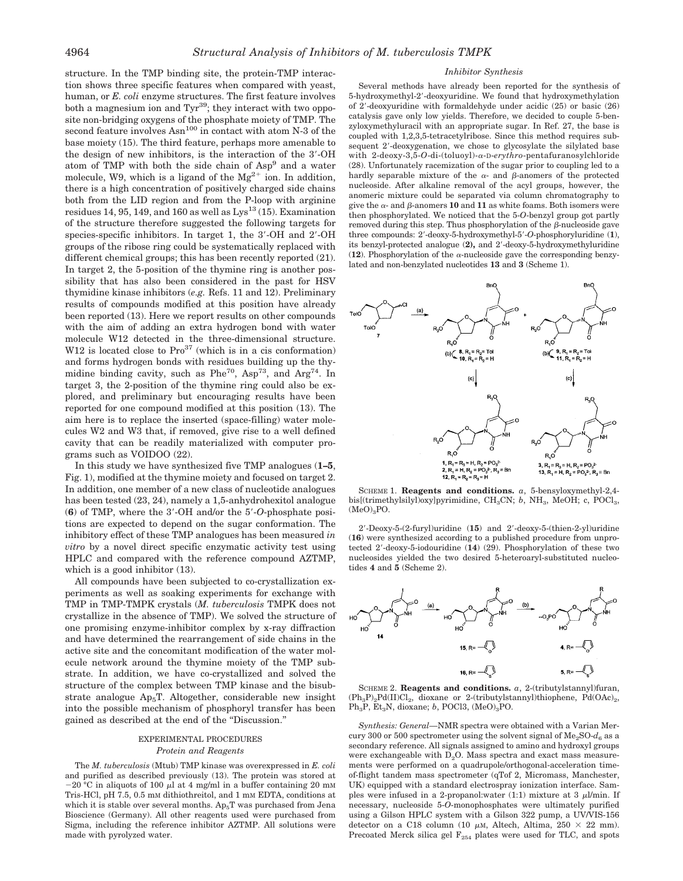structure. In the TMP binding site, the protein-TMP interaction shows three specific features when compared with yeast, human, or *E. coli* enzyme structures. The first feature involves both a magnesium ion and $Tyr^{39}$; they interact with two opposite non-bridging oxygens of the phosphate moiety of TMP. The second feature involves $Asn^{100}$ in contact with atom N-3 of the base moiety (15). The third feature, perhaps more amenable to the design of new inhibitors, is the interaction of the 3′-OH atom of TMP with both the side chain of $Asp^{9}$ and a water molecule, W9, which is a ligand of the $Mg^{2+}$ ion. In addition, there is a high concentration of positively charged side chains both from the LID region and from the P-loop with arginine residues 14, 95, 149, and 160 as well as $Lys^{13}$ (15). Examination of the structure therefore suggested the following targets for species-specific inhibitors. In target 1, the 3′-OH and 2′-OH groups of the ribose ring could be systematically replaced with different chemical groups; this has been recently reported (21). In target 2, the 5-position of the thymine ring is another possibility that has also been considered in the past for HSV thymidine kinase inhibitors (*e.g.* Refs. 11 and 12). Preliminary results of compounds modified at this position have already been reported (13). Here we report results on other compounds with the aim of adding an extra hydrogen bond with water molecule W12 detected in the three-dimensional structure. W12 is located close to $Pro^{37}$ (which is in a cis conformation) and forms hydrogen bonds with residues building up the thymidine binding cavity, such as $Phe^{70}$, $Asp^{73}$, and $Arg^{74}$. In target 3, the 2-position of the thymine ring could also be explored, and preliminary but encouraging results have been reported for one compound modified at this position (13). The aim here is to replace the inserted (space-filling) water molecules W2 and W3 that, if removed, give rise to a well defined cavity that can be readily materialized with computer programs such as VOIDOO (22).

In this study we have synthesized five TMP analogues (**1–5**, Fig. 1), modified at the thymine moiety and focused on target 2. In addition, one member of a new class of nucleotide analogues has been tested (23, 24), namely a 1,5-anhydrohexitol analogue (**6**) of TMP, where the 3′-OH and/or the 5′-*O*-phosphate positions are expected to depend on the sugar conformation. The inhibitory effect of these TMP analogues has been measured *in vitro* by a novel direct specific enzymatic activity test using HPLC and compared with the reference compound AZTMP, which is a good inhibitor (13).

All compounds have been subjected to co-crystallization experiments as well as soaking experiments for exchange with TMP in TMP-TMPK crystals (*M. tuberculosis* TMPK does not crystallize in the absence of TMP). We solved the structure of one promising enzyme-inhibitor complex by x-ray diffraction and have determined the rearrangement of side chains in the active site and the concomitant modification of the water molecule network around the thymine moiety of the TMP substrate. In addition, we have co-crystallized and solved the structure of the complex between TMP kinase and the bisubstrate analogue $Ap_5T$. Altogether, considerable new insight into the possible mechanism of phosphoryl transfer has been gained as described at the end of the "Discussion."

## EXPERIMENTAL PROCEDURES

### *Protein and Reagents*

The *M. tuberculosis* (Mtub) TMP kinase was overexpressed in *E. coli* and purified as described previously (13). The protein was stored at −20 °C in aliquots of 100 μl at 4 mg/ml in a buffer containing 20 mM Tris-HCl, pH 7.5, 0.5 mM dithiothreitol, and 1 mM EDTA, conditions at which it is stable over several months. $Ap_5T$ was purchased from Jena Bioscience (Germany). All other reagents used were purchased from Sigma, including the reference inhibitor AZTMP. All solutions were made with pyrolyzed water.

### *Inhibitor Synthesis*

Several methods have already been reported for the synthesis of 5-hydroxymethyl-2′-deoxyuridine. We found that hydroxymethylation of 2′-deoxyuridine with formaldehyde under acidic (25) or basic (26) catalysis gave only low yields. Therefore, we decided to couple 5-benzyloxymethyluracil with an appropriate sugar. In Ref. 27, the base is coupled with 1,2,3,5-tetracetylribose. Since this method requires subsequent 2′-deoxygenation, we chose to glycosylate the silylated base with 2-deoxy-3,5-*O*-di-(toluoyl)-α-D-*erythro*-pentafuranosylchloride (28). Unfortunately racemization of the sugar prior to coupling led to a hardly separable mixture of the α- and β-anomers of the protected nucleoside. After alkaline removal of the acyl groups, however, the anomeric mixture could be separated via column chromatography to give the α- and β-anomers **10** and **11** as white foams. Both isomers were then phosphorylated. We noticed that the 5-*O*-benzyl group got partly removed during this step. Thus phosphorylation of the β-nucleoside gave three compounds: 2′-deoxy-5-hydroxymethyl-5′-*O*-phosphoryluridine (**1**), its benzyl-protected analogue (**2**), and 2′-deoxy-5-hydroxymethyluridine (**12**). Phosphorylation of the α-nucleoside gave the corresponding benzylated and non-benzylated nucleotides **13** and **3** (Scheme 1).

SCHEME 1. **Reagents and conditions.** *a*, 5-bensyloxymethyl-2,4-bis[(trimethylsilyl)oxy]pyrimidine, $CH_3CN$; *b*, $NH_3$, MeOH; c, $POCl_3$, $(MeO)_3PO$.

2′-Deoxy-5-(2-furyl)uridine (**15**) and 2′-deoxy-5-(thien-2-yl)uridine (**16**) were synthesized according to a published procedure from unprotected 2′-deoxy-5-iodouridine (**14**) (29). Phosphorylation of these two nucleosides yielded the two desired 5-heteroaryl-substituted nucleotides **4** and **5** (Scheme 2).

SCHEME 2. **Reagents and conditions.** *a*, 2-(tributylstannyl)furan, $(Ph_3P)_2Pd(II)Cl_2$, dioxane or 2-(tributylstannyl)thiophene, $Pd(OAc)_2$, $Ph_3P$, $Et_3N$, dioxane; *b*, POCl3, $(MeO)_3PO$.

*Synthesis: General*—NMR spectra were obtained with a Varian Mercury 300 or 500 spectrometer using the solvent signal of $Me_2SO$-$d_6$ as a secondary reference. All signals assigned to amino and hydroxyl groups were exchangeable with $D_2O$. Mass spectra and exact mass measurements were performed on a quadrupole/orthogonal-acceleration time-of-flight tandem mass spectrometer (qTof 2, Micromass, Manchester, UK) equipped with a standard electrospray ionization interface. Samples were infused in a 2-propanol:water (1:1) mixture at 3 μl/min. If necessary, nucleoside 5-*O*-monophosphates were ultimately purified using a Gilson HPLC system with a Gilson 322 pump, a UV/VIS-156 detector on a C18 column (10 μM, Altech, Altima, 250 × 22 mm). Precoated Merck silica gel $F_{254}$ plates were used for TLC, and spots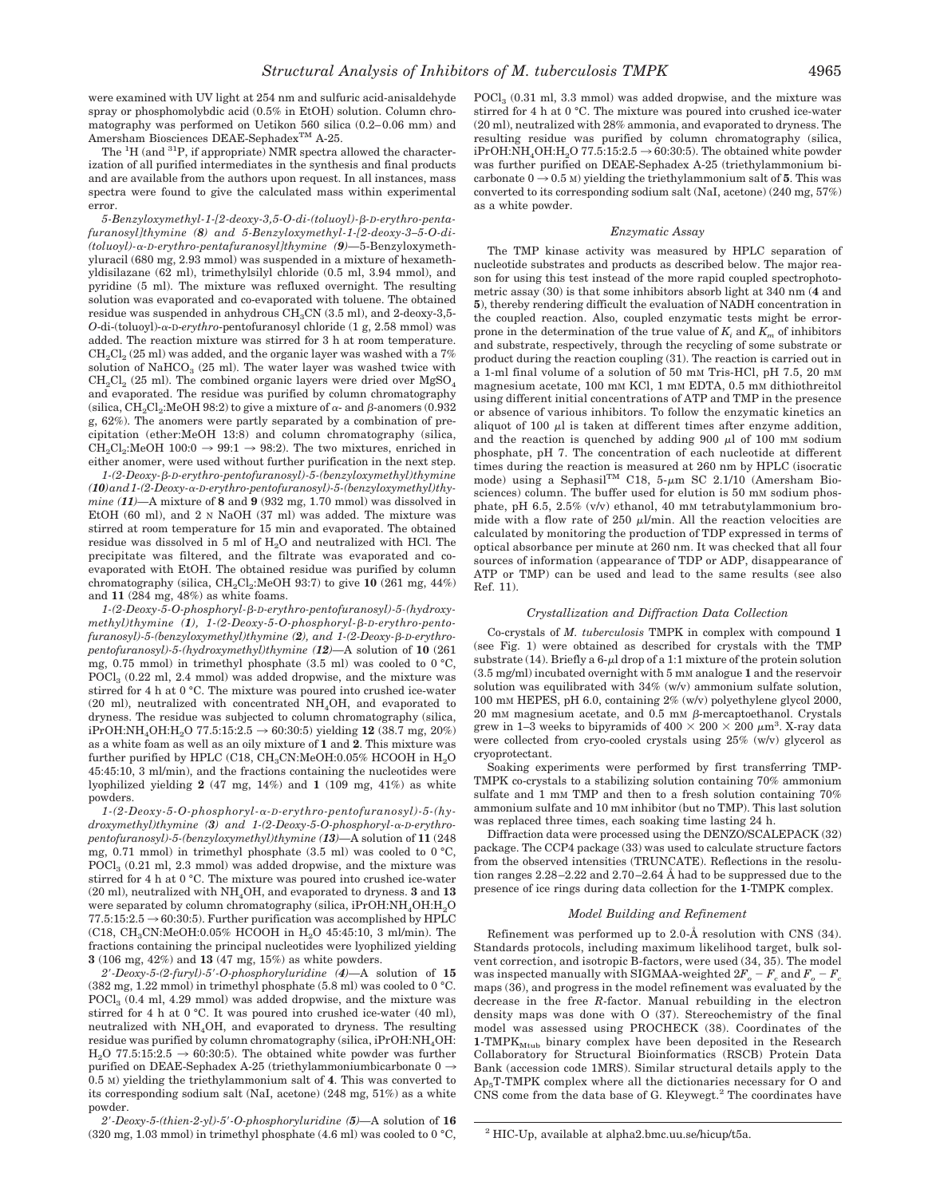were examined with UV light at 254 nm and sulfuric acid-anisaldehyde spray or phosphomolybdic acid (0.5% in EtOH) solution. Column chromatography was performed on Uetikon 560 silica (0.2–0.06 mm) and Amersham Biosciences DEAE-Sephadex™ A-25.

The $^1$H (and $^{31}$P, if appropriate) NMR spectra allowed the characterization of all purified intermediates in the synthesis and final products and are available from the authors upon request. In all instances, mass spectra were found to give the calculated mass within experimental error.

*5-Benzyloxymethyl-1-[2-deoxy-3,5-O-di-(toluoyl)-β-D-erythro-pentafuranosyl]thymine (8) and 5-Benzyloxymethyl-1-[2-deoxy-3–5-O-di-(toluoyl)-α-D-erythro-pentafuranosyl]thymine (9)*—5-Benzyloxymethyluracil (680 mg, 2.93 mmol) was suspended in a mixture of hexamethyldisilazane (62 ml), trimethylsilyl chloride (0.5 ml, 3.94 mmol), and pyridine (5 ml). The mixture was refluxed overnight. The resulting solution was evaporated and co-evaporated with toluene. The obtained residue was suspended in anhydrous $CH_3CN$ (3.5 ml), and 2-deoxy-3,5-*O*-di-(toluoyl)-α-D-*erythro*-pentofuranosyl chloride (1 g, 2.58 mmol) was added. The reaction mixture was stirred for 3 h at room temperature. $CH_2Cl_2$ (25 ml) was added, and the organic layer was washed with a 7% solution of $NaHCO_3$ (25 ml). The water layer was washed twice with $CH_2Cl_2$ (25 ml). The combined organic layers were dried over $MgSO_4$ and evaporated. The residue was purified by column chromatography (silica, $CH_2Cl_2$:MeOH 98:2) to give a mixture of α- and β-anomers (0.932 g, 62%). The anomers were partly separated by a combination of precipitation (ether:MeOH 13:8) and column chromatography (silica, $CH_2Cl_2$:MeOH 100:0 → 99:1 → 98:2). The two mixtures, enriched in either anomer, were used without further purification in the next step.

*1-(2-Deoxy-β-D-erythro-pentofuranosyl)-5-(benzyloxymethyl)thymine (10) and 1-(2-Deoxy-α-D-erythro-pentofuranosyl)-5-(benzyloxymethyl)thymine (11)*—A mixture of **8** and **9** (932 mg, 1.70 mmol) was dissolved in EtOH (60 ml), and 2 N NaOH (37 ml) was added. The mixture was stirred at room temperature for 15 min and evaporated. The obtained residue was dissolved in 5 ml of $H_2O$ and neutralized with HCl. The precipitate was filtered, and the filtrate was evaporated and co-evaporated with EtOH. The obtained residue was purified by column chromatography (silica, $CH_2Cl_2$:MeOH 93:7) to give **10** (261 mg, 44%) and **11** (284 mg, 48%) as white foams.

*1-(2-Deoxy-5-O-phosphoryl-β-D-erythro-pentofuranosyl)-5-(hydroxymethyl)thymine (1), 1-(2-Deoxy-5-O-phosphoryl-β-D-erythro-pentofuranosyl)-5-(benzyloxymethyl)thymine (2), and 1-(2-Deoxy-β-D-erythro-pentofuranosyl)-5-(hydroxymethyl)thymine (12)*—A solution of **10** (261 mg, 0.75 mmol) in trimethyl phosphate (3.5 ml) was cooled to 0 °C, $POCl_3$ (0.22 ml, 2.4 mmol) was added dropwise, and the mixture was stirred for 4 h at 0 °C. The mixture was poured into crushed ice-water (20 ml), neutralized with concentrated $NH_4OH$, and evaporated to dryness. The residue was subjected to column chromatography (silica, iPrOH:$NH_4OH$:$H_2O$ 77.5:15:2.5 → 60:30:5) yielding **12** (38.7 mg, 20%) as a white foam as well as an oily mixture of **1** and **2**. This mixture was further purified by HPLC (C18, $CH_3CN$:MeOH:0.05% HCOOH in $H_2O$ 45:45:10, 3 ml/min), and the fractions containing the nucleotides were lyophilized yielding **2** (47 mg, 14%) and **1** (109 mg, 41%) as white powders.

*1-(2-Deoxy-5-O-phosphoryl-α-D-erythro-pentofuranosyl)-5-(hydroxymethyl)thymine (3) and 1-(2-Deoxy-5-O-phosphoryl-α-D-erythro-pentofuranosyl)-5-(benzyloxymethyl)thymine (13)*—A solution of **11** (248 mg, 0.71 mmol) in trimethyl phosphate (3.5 ml) was cooled to 0 °C, $POCl_3$ (0.21 ml, 2.3 mmol) was added dropwise, and the mixture was stirred for 4 h at 0 °C. The mixture was poured into crushed ice-water (20 ml), neutralized with $NH_4OH$, and evaporated to dryness. **3** and **13** were separated by column chromatography (silica, iPrOH:$NH_4OH$:$H_2O$ 77.5:15:2.5 → 60:30:5). Further purification was accomplished by HPLC (C18, $CH_3CN$:MeOH:0.05% HCOOH in $H_2O$ 45:45:10, 3 ml/min). The fractions containing the principal nucleotides were lyophilized yielding **3** (106 mg, 42%) and **13** (47 mg, 15%) as white powders.

*2′-Deoxy-5-(2-furyl)-5′-O-phosphoryluridine (4)*—A solution of **15** (382 mg, 1.22 mmol) in trimethyl phosphate (5.8 ml) was cooled to 0 °C. $POCl_3$ (0.4 ml, 4.29 mmol) was added dropwise, and the mixture was stirred for 4 h at 0 °C. It was poured into crushed ice-water (40 ml), neutralized with $NH_4OH$, and evaporated to dryness. The resulting residue was purified by column chromatography (silica, iPrOH:$NH_4OH$:$H_2O$ 77.5:15:2.5 → 60:30:5). The obtained white powder was further purified on DEAE-Sephadex A-25 (triethylammoniumbicarbonate 0 → 0.5 M) yielding the triethylammonium salt of **4**. This was converted to its corresponding sodium salt (NaI, acetone) (248 mg, 51%) as a white powder.

*2′-Deoxy-5-(thien-2-yl)-5′-O-phosphoryluridine (5)*—A solution of **16** (320 mg, 1.03 mmol) in trimethyl phosphate (4.6 ml) was cooled to 0 °C, $POCl_3$ (0.31 ml, 3.3 mmol) was added dropwise, and the mixture was stirred for 4 h at 0 °C. The mixture was poured into crushed ice-water (20 ml), neutralized with 28% ammonia, and evaporated to dryness. The resulting residue was purified by column chromatography (silica, iPrOH:$NH_4OH$:$H_2O$ 77.5:15:2.5 → 60:30:5). The obtained white powder was further purified on DEAE-Sephadex A-25 (triethylammonium bicarbonate 0 → 0.5 M) yielding the triethylammonium salt of **5**. This was converted to its corresponding sodium salt (NaI, acetone) (240 mg, 57%) as a white powder.

## Enzymatic Assay

The TMP kinase activity was measured by HPLC separation of nucleotide substrates and products as described below. The major reason for using this test instead of the more rapid coupled spectrophotometric assay (30) is that some inhibitors absorb light at 340 nm (**4** and **5**), thereby rendering difficult the evaluation of NADH concentration in the coupled reaction. Also, coupled enzymatic tests might be error-prone in the determination of the true value of $K_i$ and $K_m$ of inhibitors and substrate, respectively, through the recycling of some substrate or product during the reaction coupling (31). The reaction is carried out in a 1-ml final volume of a solution of 50 mM Tris-HCl, pH 7.5, 20 mM magnesium acetate, 100 mM KCl, 1 mM EDTA, 0.5 mM dithiothreitol using different initial concentrations of ATP and TMP in the presence or absence of various inhibitors. To follow the enzymatic kinetics an aliquot of 100 μl is taken at different times after enzyme addition, and the reaction is quenched by adding 900 μl of 100 mM sodium phosphate, pH 7. The concentration of each nucleotide at different times during the reaction is measured at 260 nm by HPLC (isocratic mode) using a Sephasil™ C18, 5-μm SC 2.1/10 (Amersham Biosciences) column. The buffer used for elution is 50 mM sodium phosphate, pH 6.5, 2.5% (v/v) ethanol, 40 mM tetrabutylammonium bromide with a flow rate of 250 μl/min. All the reaction velocities are calculated by monitoring the production of TDP expressed in terms of optical absorbance per minute at 260 nm. It was checked that all four sources of information (appearance of TDP or ADP, disappearance of ATP or TMP) can be used and lead to the same results (see also Ref. 11).

## Crystallization and Diffraction Data Collection

Co-crystals of *M. tuberculosis* TMPK in complex with compound **1** (see Fig. 1) were obtained as described for crystals with the TMP substrate (14). Briefly a 6-μl drop of a 1:1 mixture of the protein solution (3.5 mg/ml) incubated overnight with 5 mM analogue **1** and the reservoir solution was equilibrated with 34% (w/v) ammonium sulfate solution, 100 mM HEPES, pH 6.0, containing 2% (w/v) polyethylene glycol 2000, 20 mM magnesium acetate, and 0.5 mM β-mercaptoethanol. Crystals grew in 1–3 weeks to bipyramids of 400 × 200 × 200 μm³. X-ray data were collected from cryo-cooled crystals using 25% (w/v) glycerol as cryoprotectant.

Soaking experiments were performed by first transferring TMP-TMPK co-crystals to a stabilizing solution containing 70% ammonium sulfate and 1 mM TMP and then to a fresh solution containing 70% ammonium sulfate and 10 mM inhibitor (but no TMP). This last solution was replaced three times, each soaking time lasting 24 h.

Diffraction data were processed using the DENZO/SCALEPACK (32) package. The CCP4 package (33) was used to calculate structure factors from the observed intensities (TRUNCATE). Reflections in the resolution ranges 2.28–2.22 and 2.70–2.64 Å had to be suppressed due to the presence of ice rings during data collection for the **1**-TMPK complex.

## Model Building and Refinement

Refinement was performed up to 2.0-Å resolution with CNS (34). Standards protocols, including maximum likelihood target, bulk solvent correction, and isotropic B-factors, were used (34, 35). The model was inspected manually with SIGMAA-weighted $2F_o - F_c$ and $F_o - F_c$ maps (36), and progress in the model refinement was evaluated by the decrease in the free *R*-factor. Manual rebuilding in the electron density maps was done with O (37). Stereochemistry of the final model was assessed using PROCHECK (38). Coordinates of the **1**-$TMPK_{Mtub}$ binary complex have been deposited in the Research Collaboratory for Structural Bioinformatics (RSCB) Protein Data Bank (accession code 1MRS). Similar structural details apply to the $Ap_5T$-TMPK complex where all the dictionaries necessary for O and CNS come from the data base of G. Kleywegt.[2] The coordinates have

[2] HIC-Up, available at alpha2.bmc.uu.se/hicup/t5a.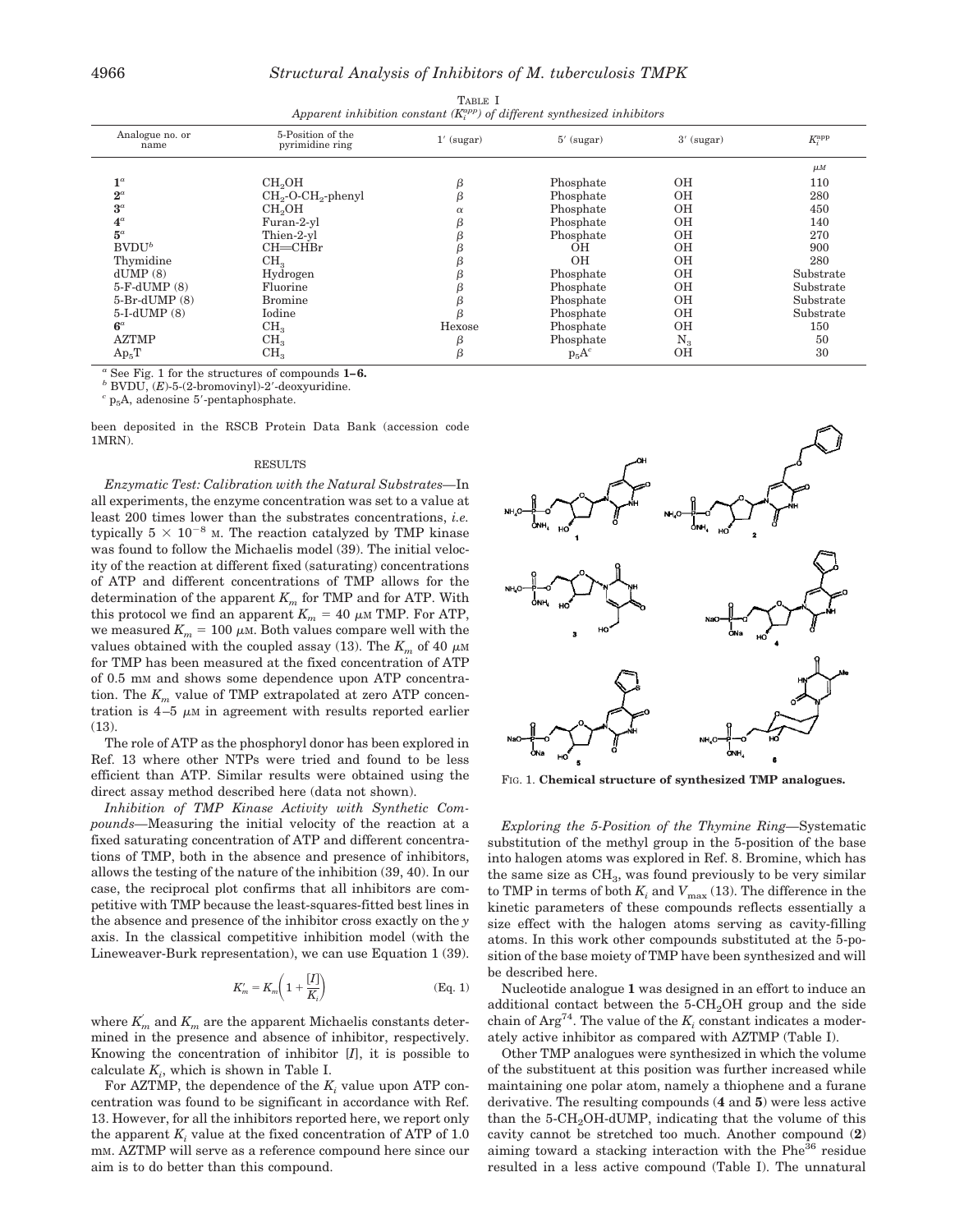TABLE I
*Apparent inhibition constant ($K_i^{app}$) of different synthesized inhibitors*

| Analogue no. or name | 5-Position of the pyrimidine ring | 1′ (sugar) | 5′ (sugar) | 3′ (sugar) | $K_i^{app}$ |
|---|---|---|---|---|---|
| | | | | | $\mu M$ |
| 1[a] | $CH_2OH$ | β | Phosphate | OH | 110 |
| 2[a] | $CH_2$-O-$CH_2$-phenyl | β | Phosphate | OH | 280 |
| 3[a] | $CH_2OH$ | α | Phosphate | OH | 450 |
| 4[a] | Furan-2-yl | β | Phosphate | OH | 140 |
| 5[a] | Thien-2-yl | β | Phosphate | OH | 270 |
| BVDU[b] | CH=CHBr | β | OH | OH | 900 |
| Thymidine | $CH_3$ | β | OH | OH | 280 |
| dUMP (8) | Hydrogen | β | Phosphate | OH | Substrate |
| 5-F-dUMP (8) | Fluorine | β | Phosphate | OH | Substrate |
| 5-Br-dUMP (8) | Bromine | β | Phosphate | OH | Substrate |
| 5-I-dUMP (8) | Iodine | β | Phosphate | OH | Substrate |
| 6[a] | $CH_3$ | Hexose | Phosphate | OH | 150 |
| AZTMP | $CH_3$ | β | Phosphate | $N_3$ | 50 |
| $Ap_5T$ | $CH_3$ | β | $p_5A$[c] | OH | 30 |

[a] See Fig. 1 for the structures of compounds **1–6.**
[b] BVDU, (*E*)-5-(2-bromovinyl)-2′-deoxyuridine.
[c] $p_5A$, adenosine 5′-pentaphosphate.

been deposited in the RSCB Protein Data Bank (accession code 1MRN).

## RESULTS

*Enzymatic Test: Calibration with the Natural Substrates*—In all experiments, the enzyme concentration was set to a value at least 200 times lower than the substrates concentrations, *i.e.* typically $5 \times 10^{-8}$ M. The reaction catalyzed by TMP kinase was found to follow the Michaelis model (39). The initial velocity of the reaction at different fixed (saturating) concentrations of ATP and different concentrations of TMP allows for the determination of the apparent $K_m$ for TMP and for ATP. With this protocol we find an apparent $K_m = 40$ $\mu$M TMP. For ATP, we measured $K_m = 100$ $\mu$M. Both values compare well with the values obtained with the coupled assay (13). The $K_m$ of 40 $\mu$M for TMP has been measured at the fixed concentration of ATP of 0.5 mM and shows some dependence upon ATP concentration. The $K_m$ value of TMP extrapolated at zero ATP concentration is 4–5 $\mu$M in agreement with results reported earlier (13).

The role of ATP as the phosphoryl donor has been explored in Ref. 13 where other NTPs were tried and found to be less efficient than ATP. Similar results were obtained using the direct assay method described here (data not shown).

*Inhibition of TMP Kinase Activity with Synthetic Compounds*—Measuring the initial velocity of the reaction at a fixed saturating concentration of ATP and different concentrations of TMP, both in the absence and presence of inhibitors, allows the testing of the nature of the inhibition (39, 40). In our case, the reciprocal plot confirms that all inhibitors are competitive with TMP because the least-squares-fitted best lines in the absence and presence of the inhibitor cross exactly on the *y* axis. In the classical competitive inhibition model (with the Lineweaver-Burk representation), we can use Equation 1 (39).

$$K_m' = K_m\left(1 + \frac{[I]}{K_i}\right) \quad \text{(Eq. 1)}$$

where $K_m'$ and $K_m$ are the apparent Michaelis constants determined in the presence and absence of inhibitor, respectively. Knowing the concentration of inhibitor $[I]$, it is possible to calculate $K_i$, which is shown in Table I.

For AZTMP, the dependence of the $K_i$ value upon ATP concentration was found to be significant in accordance with Ref. 13. However, for all the inhibitors reported here, we report only the apparent $K_i$ value at the fixed concentration of ATP of 1.0 mM. AZTMP will serve as a reference compound here since our aim is to do better than this compound.

FIG. 1. **Chemical structure of synthesized TMP analogues.**

*Exploring the 5-Position of the Thymine Ring*—Systematic substitution of the methyl group in the 5-position of the base into halogen atoms was explored in Ref. 8. Bromine, which has the same size as $CH_3$, was found previously to be very similar to TMP in terms of both $K_i$ and $V_{max}$ (13). The difference in the kinetic parameters of these compounds reflects essentially a size effect with the halogen atoms serving as cavity-filling atoms. In this work other compounds substituted at the 5-position of the base moiety of TMP have been synthesized and will be described here.

Nucleotide analogue **1** was designed in an effort to induce an additional contact between the 5-$CH_2OH$ group and the side chain of Arg[74]. The value of the $K_i$ constant indicates a moderately active inhibitor as compared with AZTMP (Table I).

Other TMP analogues were synthesized in which the volume of the substituent at this position was further increased while maintaining one polar atom, namely a thiophene and a furane derivative. The resulting compounds (**4** and **5**) were less active than the 5-$CH_2OH$-dUMP, indicating that the volume of this cavity cannot be stretched too much. Another compound (**2**) aiming toward a stacking interaction with the Phe[36] residue resulted in a less active compound (Table I). The unnatural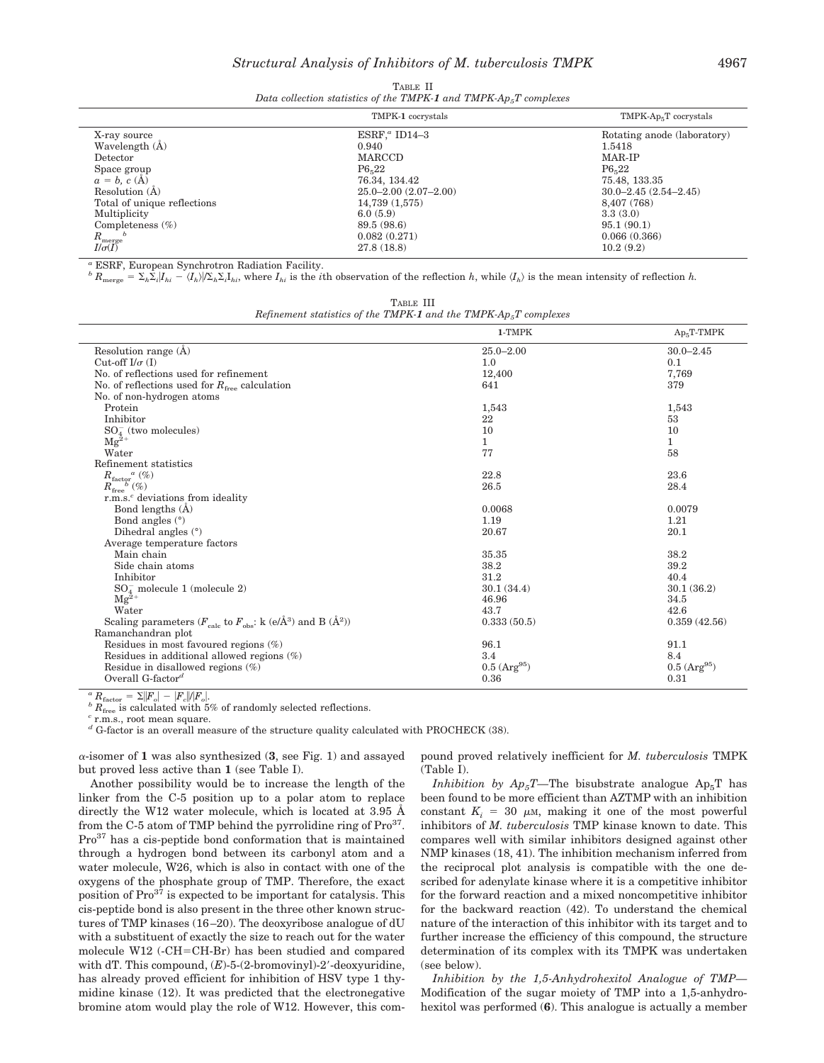TABLE II

*Data collection statistics of the TMPK-**1** and TMPK-Ap$_5$T complexes*

| | TMPK-**1** cocrystals | TMPK-Ap$_5$T cocrystals |
|---|---|---|
| X-ray source | ESRF,[a] ID14–3 | Rotating anode (laboratory) |
| Wavelength (Å) | 0.940 | 1.5418 |
| Detector | MARCCD | MAR-IP |
| Space group | P6$_5$22 | P6$_5$22 |
| $a = b$, $c$ (Å) | 76.34, 134.42 | 75.48, 133.35 |
| Resolution (Å) | 25.0–2.00 (2.07–2.00) | 30.0–2.45 (2.54–2.45) |
| Total of unique reflections | 14,739 (1,575) | 8,407 (768) |
| Multiplicity | 6.0 (5.9) | 3.3 (3.0) |
| Completeness (%) | 89.5 (98.6) | 95.1 (90.1) |
| $R_{merge}$[b] | 0.082 (0.271) | 0.066 (0.366) |
| $I/\sigma(I)$ | 27.8 (18.8) | 10.2 (9.2) |

[a] ESRF, European Synchrotron Radiation Facility.

[b] $R_{merge} = \Sigma_h\Sigma_i|I_{hi} - \langle I_h\rangle|/\Sigma_h\Sigma_i I_{hi}$, where $I_{hi}$ is the $i$th observation of the reflection $h$, while $\langle I_h\rangle$ is the mean intensity of reflection $h$.

TABLE III

*Refinement statistics of the TMPK-**1** and the TMPK-Ap$_5$T complexes*

| | **1**-TMPK | Ap$_5$T-TMPK |
|---|---|---|
| Resolution range (Å) | 25.0–2.00 | 30.0–2.45 |
| Cut-off $I/\sigma$ (I) | 1.0 | 0.1 |
| No. of reflections used for refinement | 12,400 | 7,769 |
| No. of reflections used for $R_{free}$ calculation | 641 | 379 |
| No. of non-hydrogen atoms | | |
| Protein | 1,543 | 1,543 |
| Inhibitor | 22 | 53 |
| $SO_4^-$ (two molecules) | 10 | 10 |
| $Mg^{2+}$ | 1 | 1 |
| Water | 77 | 58 |
| Refinement statistics | | |
| $R_{factor}$[a] (%) | 22.8 | 23.6 |
| $R_{free}$[b] (%) | 26.5 | 28.4 |
| r.m.s.[c] deviations from ideality | | |
| Bond lengths (Å) | 0.0068 | 0.0079 |
| Bond angles (°) | 1.19 | 1.21 |
| Dihedral angles (°) | 20.67 | 20.1 |
| Average temperature factors | | |
| Main chain | 35.35 | 38.2 |
| Side chain atoms | 38.2 | 39.2 |
| Inhibitor | 31.2 | 40.4 |
| $SO_4^-$ molecule 1 (molecule 2) | 30.1 (34.4) | 30.1 (36.2) |
| $Mg^{2+}$ | 46.96 | 34.5 |
| Water | 43.7 | 42.6 |
| Scaling parameters ($F_{calc}$ to $F_{obs}$: k (e/Å$^3$) and B (Å$^2$)) | 0.333 (50.5) | 0.359 (42.56) |
| Ramanchandran plot | | |
| Residues in most favoured regions (%) | 96.1 | 91.1 |
| Residues in additional allowed regions (%) | 3.4 | 8.4 |
| Residue in disallowed regions (%) | 0.5 (Arg$^{95}$) | 0.5 (Arg$^{95}$) |
| Overall G-factor[d] | 0.36 | 0.31 |

[a] $R_{factor} = \Sigma\|F_o| - |F_c\|/|F_o|$.

[b] $R_{free}$ is calculated with 5% of randomly selected reflections.

[c] r.m.s., root mean square.

[d] G-factor is an overall measure of the structure quality calculated with PROCHECK (38).

α-isomer of **1** was also synthesized (**3**, see Fig. 1) and assayed but proved less active than **1** (see Table I).

Another possibility would be to increase the length of the linker from the C-5 position up to a polar atom to replace directly the W12 water molecule, which is located at 3.95 Å from the C-5 atom of TMP behind the pyrrolidine ring of Pro$^{37}$. Pro$^{37}$ has a cis-peptide bond conformation that is maintained through a hydrogen bond between its carbonyl atom and a water molecule, W26, which is also in contact with one of the oxygens of the phosphate group of TMP. Therefore, the exact position of Pro$^{37}$ is expected to be important for catalysis. This cis-peptide bond is also present in the three other known structures of TMP kinases (16–20). The deoxyribose analogue of dU with a substituent of exactly the size to reach out for the water molecule W12 (-CH=CH-Br) has been studied and compared with dT. This compound, (*E*)-5-(2-bromovinyl)-2′-deoxyuridine, has already proved efficient for inhibition of HSV type 1 thymidine kinase (12). It was predicted that the electronegative bromine atom would play the role of W12. However, this compound proved relatively inefficient for *M. tuberculosis* TMPK (Table I).

*Inhibition by Ap$_5$T*—The bisubstrate analogue Ap$_5$T has been found to be more efficient than AZTMP with an inhibition constant $K_i$ = 30 μM, making it one of the most powerful inhibitors of *M. tuberculosis* TMP kinase known to date. This compares well with similar inhibitors designed against other NMP kinases (18, 41). The inhibition mechanism inferred from the reciprocal plot analysis is compatible with the one described for adenylate kinase where it is a competitive inhibitor for the forward reaction and a mixed noncompetitive inhibitor for the backward reaction (42). To understand the chemical nature of the interaction of this inhibitor with its target and to further increase the efficiency of this compound, the structure determination of its complex with its TMPK was undertaken (see below).

*Inhibition by the 1,5-Anhydrohexitol Analogue of TMP*—Modification of the sugar moiety of TMP into a 1,5-anhydrohexitol was performed (**6**). This analogue is actually a member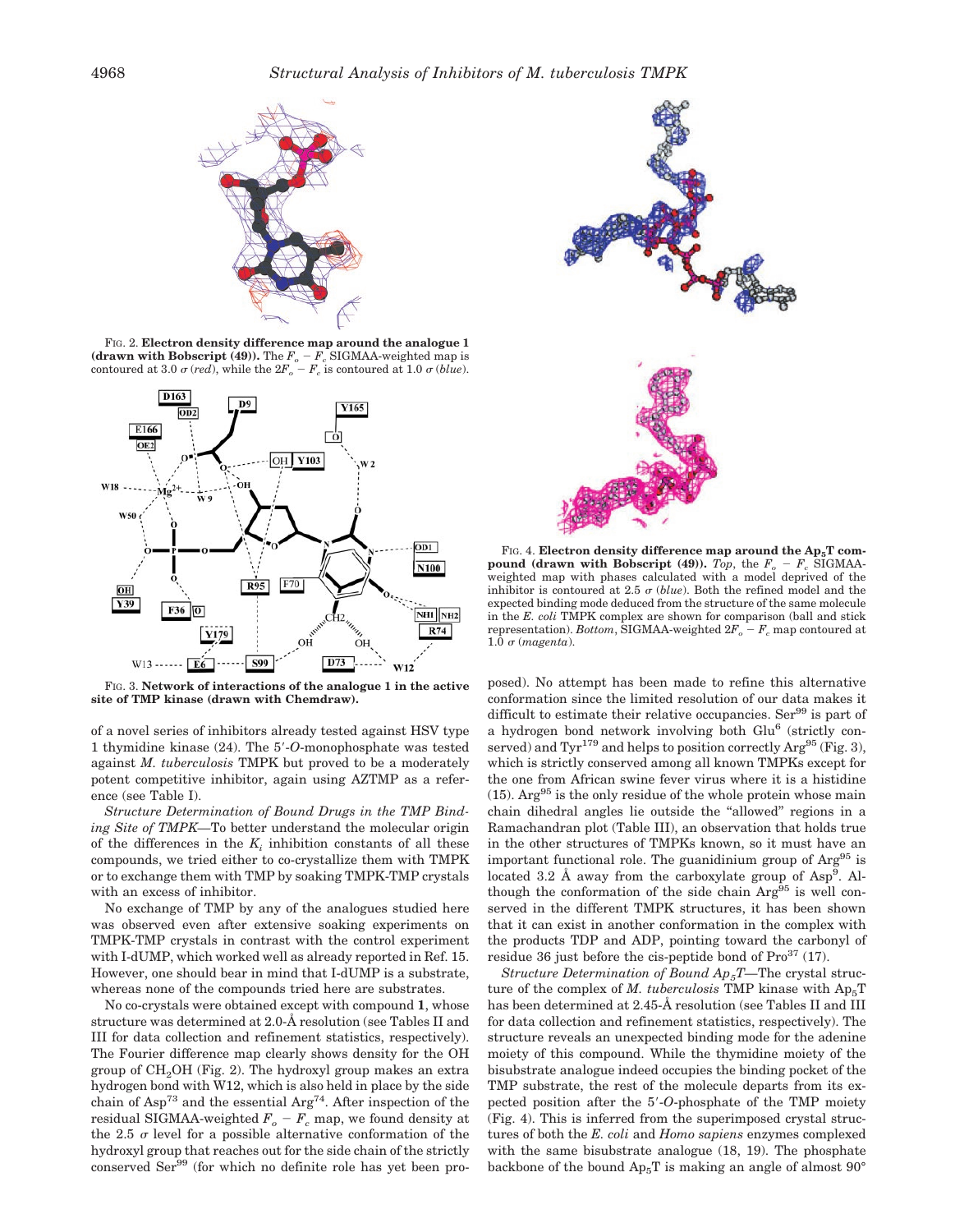FIG. 2. **Electron density difference map around the analogue 1 (drawn with Bobscript (49)).** The $F_o - F_c$ SIGMAA-weighted map is contoured at 3.0 $\sigma$ (*red*), while the $2F_o - F_c$ is contoured at 1.0 $\sigma$ (*blue*).

FIG. 3. **Network of interactions of the analogue 1 in the active site of TMP kinase (drawn with Chemdraw).**

FIG. 4. **Electron density difference map around the $Ap_5T$ compound (drawn with Bobscript (49)).** *Top*, the $F_o - F_c$ SIGMAA-weighted map with phases calculated with a model deprived of the inhibitor is contoured at 2.5 $\sigma$ (*blue*). Both the refined model and the expected binding mode deduced from the structure of the same molecule in the *E. coli* TMPK complex are shown for comparison (ball and stick representation). *Bottom*, SIGMAA-weighted $2F_o - F_c$ map contoured at 1.0 $\sigma$ (*magenta*).

of a novel series of inhibitors already tested against HSV type 1 thymidine kinase (24). The 5′-*O*-monophosphate was tested against *M. tuberculosis* TMPK but proved to be a moderately potent competitive inhibitor, again using AZTMP as a reference (see Table I).

*Structure Determination of Bound Drugs in the TMP Binding Site of TMPK*—To better understand the molecular origin of the differences in the $K_i$ inhibition constants of all these compounds, we tried either to co-crystallize them with TMPK or to exchange them with TMP by soaking TMPK-TMP crystals with an excess of inhibitor.

No exchange of TMP by any of the analogues studied here was observed even after extensive soaking experiments on TMPK-TMP crystals in contrast with the control experiment with I-dUMP, which worked well as already reported in Ref. 15. However, one should bear in mind that I-dUMP is a substrate, whereas none of the compounds tried here are substrates.

No co-crystals were obtained except with compound **1**, whose structure was determined at 2.0-Å resolution (see Tables II and III for data collection and refinement statistics, respectively). The Fourier difference map clearly shows density for the OH group of $CH_2OH$ (Fig. 2). The hydroxyl group makes an extra hydrogen bond with W12, which is also held in place by the side chain of Asp[73] and the essential Arg[74]. After inspection of the residual SIGMAA-weighted $F_o - F_c$ map, we found density at the 2.5 $\sigma$ level for a possible alternative conformation of the hydroxyl group that reaches out for the side chain of the strictly conserved Ser[99] (for which no definite role has yet been proposed). No attempt has been made to refine this alternative conformation since the limited resolution of our data makes it difficult to estimate their relative occupancies. Ser[99] is part of a hydrogen bond network involving both Glu[6] (strictly conserved) and Tyr[179] and helps to position correctly Arg[95] (Fig. 3), which is strictly conserved among all known TMPKs except for the one from African swine fever virus where it is a histidine (15). Arg[95] is the only residue of the whole protein whose main chain dihedral angles lie outside the "allowed" regions in a Ramachandran plot (Table III), an observation that holds true in the other structures of TMPKs known, so it must have an important functional role. The guanidinium group of Arg[95] is located 3.2 Å away from the carboxylate group of Asp[9]. Although the conformation of the side chain Arg[95] is well conserved in the different TMPK structures, it has been shown that it can exist in another conformation in the complex with the products TDP and ADP, pointing toward the carbonyl of residue 36 just before the cis-peptide bond of Pro[37] (17).

*Structure Determination of Bound $Ap_5T$*—The crystal structure of the complex of *M. tuberculosis* TMP kinase with $Ap_5T$ has been determined at 2.45-Å resolution (see Tables II and III for data collection and refinement statistics, respectively). The structure reveals an unexpected binding mode for the adenine moiety of this compound. While the thymidine moiety of the bisubstrate analogue indeed occupies the binding pocket of the TMP substrate, the rest of the molecule departs from its expected position after the 5′-*O*-phosphate of the TMP moiety (Fig. 4). This is inferred from the superimposed crystal structures of both the *E. coli* and *Homo sapiens* enzymes complexed with the same bisubstrate analogue (18, 19). The phosphate backbone of the bound $Ap_5T$ is making an angle of almost 90°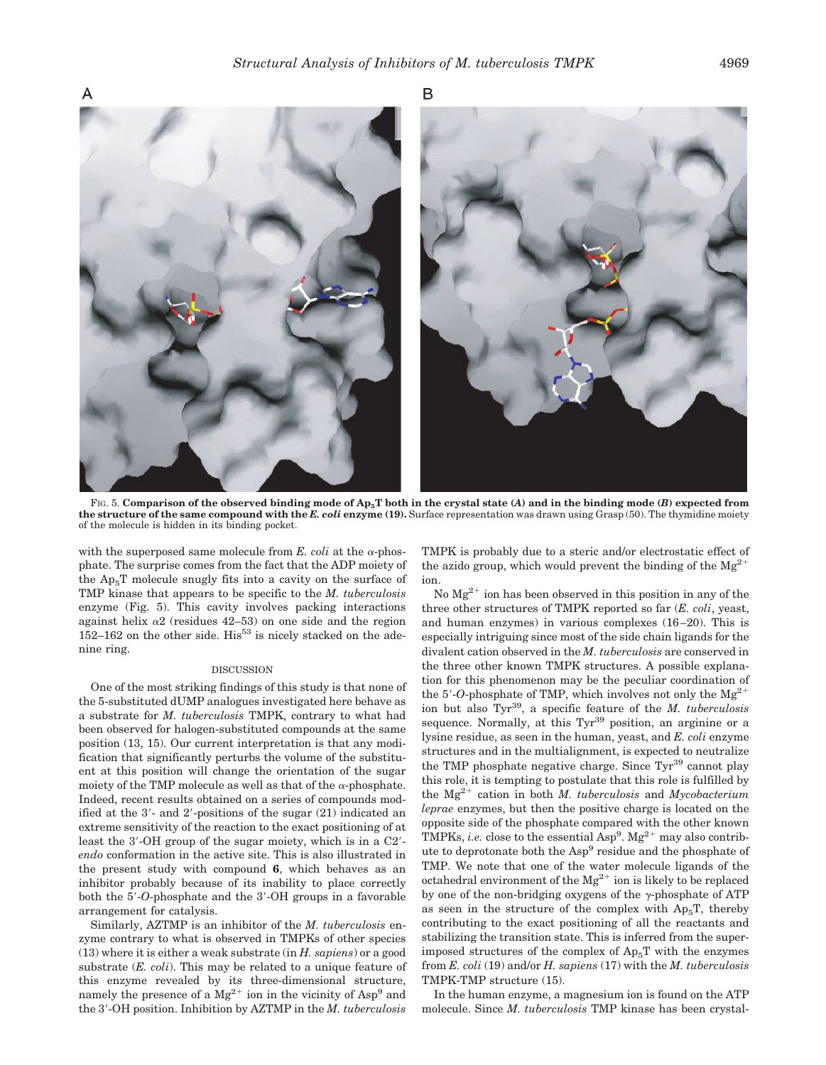FIG. 5. **Comparison of the observed binding mode of $Ap_5T$ both in the crystal state (*A*) and in the binding mode (*B*) expected from the structure of the same compound with the *E. coli* enzyme (19).** Surface representation was drawn using Grasp (50). The thymidine moiety of the molecule is hidden in its binding pocket.

with the superposed same molecule from *E. coli* at the α-phosphate. The surprise comes from the fact that the ADP moiety of the $Ap_5T$ molecule snugly fits into a cavity on the surface of TMP kinase that appears to be specific to the *M. tuberculosis* enzyme (Fig. 5). This cavity involves packing interactions against helix α2 (residues 42–53) on one side and the region 152–162 on the other side. $His^{53}$ is nicely stacked on the adenine ring.

## DISCUSSION

One of the most striking findings of this study is that none of the 5-substituted dUMP analogues investigated here behave as a substrate for *M. tuberculosis* TMPK, contrary to what had been observed for halogen-substituted compounds at the same position (13, 15). Our current interpretation is that any modification that significantly perturbs the volume of the substituent at this position will change the orientation of the sugar moiety of the TMP molecule as well as that of the α-phosphate. Indeed, recent results obtained on a series of compounds modified at the 3′- and 2′-positions of the sugar (21) indicated an extreme sensitivity of the reaction to the exact positioning of at least the 3′-OH group of the sugar moiety, which is in a C2′-*endo* conformation in the active site. This is also illustrated in the present study with compound **6**, which behaves as an inhibitor probably because of its inability to place correctly both the 5′-*O*-phosphate and the 3′-OH groups in a favorable arrangement for catalysis.

Similarly, AZTMP is an inhibitor of the *M. tuberculosis* enzyme contrary to what is observed in TMPKs of other species (13) where it is either a weak substrate (in *H. sapiens*) or a good substrate (*E. coli*). This may be related to a unique feature of this enzyme revealed by its three-dimensional structure, namely the presence of a $Mg^{2+}$ ion in the vicinity of $Asp^9$ and the 3′-OH position. Inhibition by AZTMP in the *M. tuberculosis* TMPK is probably due to a steric and/or electrostatic effect of the azido group, which would prevent the binding of the $Mg^{2+}$ ion.

No $Mg^{2+}$ ion has been observed in this position in any of the three other structures of TMPK reported so far (*E. coli*, yeast, and human enzymes) in various complexes (16–20). This is especially intriguing since most of the side chain ligands for the divalent cation observed in the *M. tuberculosis* are conserved in the three other known TMPK structures. A possible explanation for this phenomenon may be the peculiar coordination of the 5′-*O*-phosphate of TMP, which involves not only the $Mg^{2+}$ ion but also $Tyr^{39}$, a specific feature of the *M. tuberculosis* sequence. Normally, at this $Tyr^{39}$ position, an arginine or a lysine residue, as seen in the human, yeast, and *E. coli* enzyme structures and in the multialignment, is expected to neutralize the TMP phosphate negative charge. Since $Tyr^{39}$ cannot play this role, it is tempting to postulate that this role is fulfilled by the $Mg^{2+}$ cation in both *M. tuberculosis* and *Mycobacterium leprae* enzymes, but then the positive charge is located on the opposite side of the phosphate compared with the other known TMPKs, *i.e.* close to the essential $Asp^9$. $Mg^{2+}$ may also contribute to deprotonate both the $Asp^9$ residue and the phosphate of TMP. We note that one of the water molecule ligands of the octahedral environment of the $Mg^{2+}$ ion is likely to be replaced by one of the non-bridging oxygens of the γ-phosphate of ATP as seen in the structure of the complex with $Ap_5T$, thereby contributing to the exact positioning of all the reactants and stabilizing the transition state. This is inferred from the superimposed structures of the complex of $Ap_5T$ with the enzymes from *E. coli* (19) and/or *H. sapiens* (17) with the *M. tuberculosis* TMPK-TMP structure (15).

In the human enzyme, a magnesium ion is found on the ATP molecule. Since *M. tuberculosis* TMP kinase has been crystal-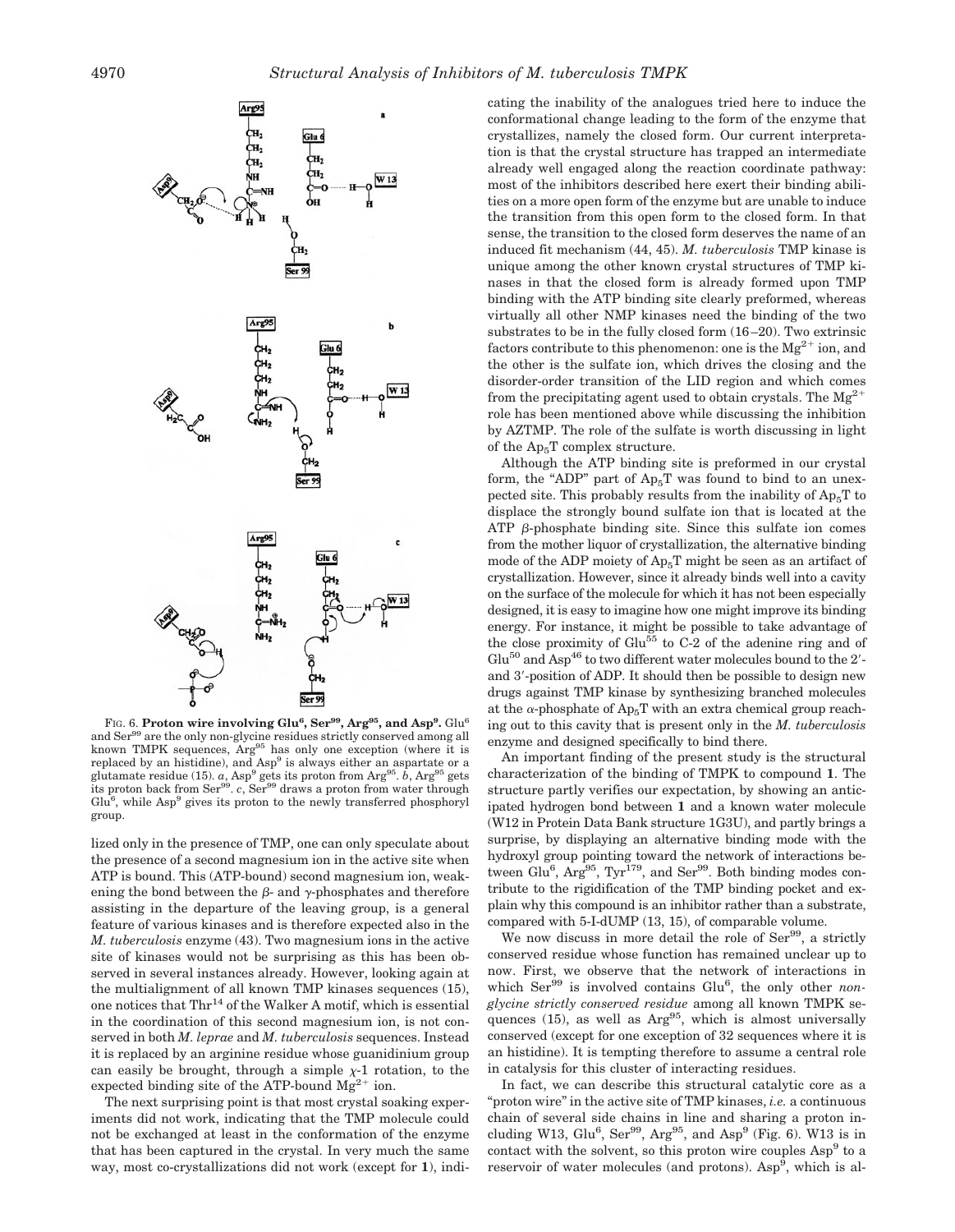FIG. 6. **Proton wire involving Glu[6], Ser[99], Arg[95], and Asp[9].** Glu[6] and Ser[99] are the only non-glycine residues strictly conserved among all known TMPK sequences, Arg[95] has only one exception (where it is replaced by an histidine), and Asp[9] is always either an aspartate or a glutamate residue (15). *a*, Asp[9] gets its proton from Arg[95]. *b*, Arg[95] gets its proton back from Ser[99]. *c*, Ser[99] draws a proton from water through Glu[6], while Asp[9] gives its proton to the newly transferred phosphoryl group.

lized only in the presence of TMP, one can only speculate about the presence of a second magnesium ion in the active site when ATP is bound. This (ATP-bound) second magnesium ion, weakening the bond between the β- and γ-phosphates and therefore assisting in the departure of the leaving group, is a general feature of various kinases and is therefore expected also in the *M. tuberculosis* enzyme (43). Two magnesium ions in the active site of kinases would not be surprising as this has been observed in several instances already. However, looking again at the multialignment of all known TMP kinases sequences (15), one notices that Thr[14] of the Walker A motif, which is essential in the coordination of this second magnesium ion, is not conserved in both *M. leprae* and *M. tuberculosis* sequences. Instead it is replaced by an arginine residue whose guanidinium group can easily be brought, through a simple χ-1 rotation, to the expected binding site of the ATP-bound $Mg^{2+}$ ion.

The next surprising point is that most crystal soaking experiments did not work, indicating that the TMP molecule could not be exchanged at least in the conformation of the enzyme that has been captured in the crystal. In very much the same way, most co-crystallizations did not work (except for **1**), indicating the inability of the analogues tried here to induce the conformational change leading to the form of the enzyme that crystallizes, namely the closed form. Our current interpretation is that the crystal structure has trapped an intermediate already well engaged along the reaction coordinate pathway: most of the inhibitors described here exert their binding abilities on a more open form of the enzyme but are unable to induce the transition from this open form to the closed form. In that sense, the transition to the closed form deserves the name of an induced fit mechanism (44, 45). *M. tuberculosis* TMP kinase is unique among the other known crystal structures of TMP kinases in that the closed form is already formed upon TMP binding with the ATP binding site clearly preformed, whereas virtually all other NMP kinases need the binding of the two substrates to be in the fully closed form (16–20). Two extrinsic factors contribute to this phenomenon: one is the $Mg^{2+}$ ion, and the other is the sulfate ion, which drives the closing and the disorder-order transition of the LID region and which comes from the precipitating agent used to obtain crystals. The $Mg^{2+}$ role has been mentioned above while discussing the inhibition by AZTMP. The role of the sulfate is worth discussing in light of the $Ap_5T$ complex structure.

Although the ATP binding site is preformed in our crystal form, the "ADP" part of $Ap_5T$ was found to bind to an unexpected site. This probably results from the inability of $Ap_5T$ to displace the strongly bound sulfate ion that is located at the ATP β-phosphate binding site. Since this sulfate ion comes from the mother liquor of crystallization, the alternative binding mode of the ADP moiety of $Ap_5T$ might be seen as an artifact of crystallization. However, since it already binds well into a cavity on the surface of the molecule for which it has not been especially designed, it is easy to imagine how one might improve its binding energy. For instance, it might be possible to take advantage of the close proximity of Glu[55] to C-2 of the adenine ring and of Glu[50] and Asp[46] to two different water molecules bound to the 2′- and 3′-position of ADP. It should then be possible to design new drugs against TMP kinase by synthesizing branched molecules at the α-phosphate of $Ap_5T$ with an extra chemical group reaching out to this cavity that is present only in the *M. tuberculosis* enzyme and designed specifically to bind there.

An important finding of the present study is the structural characterization of the binding of TMPK to compound **1**. The structure partly verifies our expectation, by showing an anticipated hydrogen bond between **1** and a known water molecule (W12 in Protein Data Bank structure 1G3U), and partly brings a surprise, by displaying an alternative binding mode with the hydroxyl group pointing toward the network of interactions between Glu[6], Arg[95], Tyr[179], and Ser[99]. Both binding modes contribute to the rigidification of the TMP binding pocket and explain why this compound is an inhibitor rather than a substrate, compared with 5-I-dUMP (13, 15), of comparable volume.

We now discuss in more detail the role of Ser[99], a strictly conserved residue whose function has remained unclear up to now. First, we observe that the network of interactions in which Ser[99] is involved contains Glu[6], the only other *non-glycine strictly conserved residue* among all known TMPK sequences (15), as well as Arg[95], which is almost universally conserved (except for one exception of 32 sequences where it is an histidine). It is tempting therefore to assume a central role in catalysis for this cluster of interacting residues.

In fact, we can describe this structural catalytic core as a "proton wire" in the active site of TMP kinases, *i.e.* a continuous chain of several side chains in line and sharing a proton including W13, Glu[6], Ser[99], Arg[95], and Asp[9] (Fig. 6). W13 is in contact with the solvent, so this proton wire couples Asp[9] to a reservoir of water molecules (and protons). Asp[9], which is al-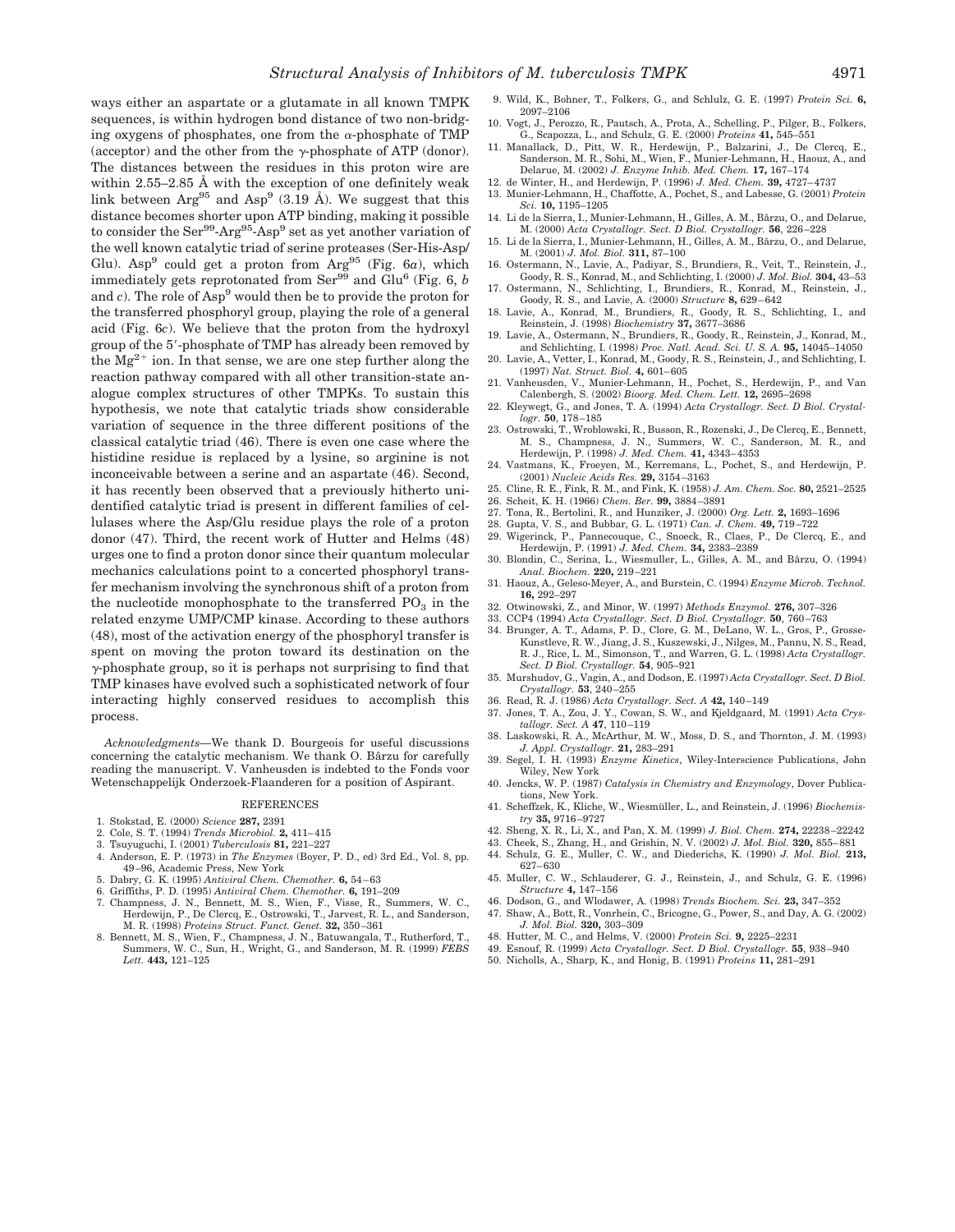ways either an aspartate or a glutamate in all known TMPK sequences, is within hydrogen bond distance of two non-bridging oxygens of phosphates, one from the α-phosphate of TMP (acceptor) and the other from the γ-phosphate of ATP (donor). The distances between the residues in this proton wire are within 2.55–2.85 Å with the exception of one definitely weak link between Arg[95] and Asp[9] (3.19 Å). We suggest that this distance becomes shorter upon ATP binding, making it possible to consider the Ser[99]-Arg[95]-Asp[9] set as yet another variation of the well known catalytic triad of serine proteases (Ser-His-Asp/Glu). Asp[9] could get a proton from Arg[95] (Fig. 6*a*), which immediately gets reprotonated from Ser[99] and Glu[6] (Fig. 6, *b* and *c*). The role of Asp[9] would then be to provide the proton for the transferred phosphoryl group, playing the role of a general acid (Fig. 6*c*). We believe that the proton from the hydroxyl group of the 5′-phosphate of TMP has already been removed by the $Mg^{2+}$ ion. In that sense, we are one step further along the reaction pathway compared with all other transition-state analogue complex structures of other TMPKs. To sustain this hypothesis, we note that catalytic triads show considerable variation of sequence in the three different positions of the classical catalytic triad (46). There is even one case where the histidine residue is replaced by a lysine, so arginine is not inconceivable between a serine and an aspartate (46). Second, it has recently been observed that a previously hitherto unidentified catalytic triad is present in different families of cellulases where the Asp/Glu residue plays the role of a proton donor (47). Third, the recent work of Hutter and Helms (48) urges one to find a proton donor since their quantum molecular mechanics calculations point to a concerted phosphoryl transfer mechanism involving the synchronous shift of a proton from the nucleotide monophosphate to the transferred $PO_3$ in the related enzyme UMP/CMP kinase. According to these authors (48), most of the activation energy of the phosphoryl transfer is spent on moving the proton toward its destination on the γ-phosphate group, so it is perhaps not surprising to find that TMP kinases have evolved such a sophisticated network of four interacting highly conserved residues to accomplish this process.

*Acknowledgments*—We thank D. Bourgeois for useful discussions concerning the catalytic mechanism. We thank O. Bârzu for carefully reading the manuscript. V. Vanheusden is indebted to the Fonds voor Wetenschappelijk Onderzoek-Flaanderen for a position of Aspirant.

## REFERENCES

1. Stokstad, E. (2000) *Science* **287,** 2391
2. Cole, S. T. (1994) *Trends Microbiol.* **2,** 411–415
3. Tsuyuguchi, I. (2001) *Tuberculosis* **81,** 221–227
4. Anderson, E. P. (1973) in *The Enzymes* (Boyer, P. D., ed) 3rd Ed., Vol. 8, pp. 49–96, Academic Press, New York
5. Dabry, G. K. (1995) *Antiviral Chem. Chemother.* **6,** 54–63
6. Griffiths, P. D. (1995) *Antiviral Chem. Chemother.* **6,** 191–209
7. Champness, J. N., Bennett, M. S., Wien, F., Visse, R., Summers, W. C., Herdewijn, P., De Clercq, E., Ostrowski, T., Jarvest, R. L., and Sanderson, M. R. (1998) *Proteins Struct. Funct. Genet.* **32,** 350–361
8. Bennett, M. S., Wien, F., Champness, J. N., Batuwangala, T., Rutherford, T., Summers, W. C., Sun, H., Wright, G., and Sanderson, M. R. (1999) *FEBS Lett.* **443,** 121–125
9. Wild, K., Bohner, T., Folkers, G., and Schlulz, G. E. (1997) *Protein Sci.* **6,** 2097–2106
10. Vogt, J., Perozzo, R., Pautsch, A., Prota, A., Schelling, P., Pilger, B., Folkers, G., Scapozza, L., and Schulz, G. E. (2000) *Proteins* **41,** 545–551
11. Manallack, D., Pitt, W. R., Herdewijn, P., Balzarini, J., De Clercq, E., Sanderson, M. R., Sohi, M., Wien, F., Munier-Lehmann, H., Haouz, A., and Delarue, M. (2002) *J. Enzyme Inhib. Med. Chem.* **17,** 167–174
12. de Winter, H., and Herdewijn, P. (1996) *J. Med. Chem.* **39,** 4727–4737
13. Munier-Lehmann, H., Chaffotte, A., Pochet, S., and Labesse, G. (2001) *Protein Sci.* **10,** 1195–1205
14. Li de la Sierra, I., Munier-Lehmann, H., Gilles, A. M., Bârzu, O., and Delarue, M. (2000) *Acta Crystallogr. Sect. D Biol. Crystallogr.* **56**, 226–228
15. Li de la Sierra, I., Munier-Lehmann, H., Gilles, A. M., Bârzu, O., and Delarue, M. (2001) *J. Mol. Biol.* **311,** 87–100
16. Ostermann, N., Lavie, A., Padiyar, S., Brundiers, R., Veit, T., Reinstein, J., Goody, R. S., Konrad, M., and Schlichting, I. (2000) *J. Mol. Biol.* **304,** 43–53
17. Ostermann, N., Schlichting, I., Brundiers, R., Konrad, M., Reinstein, J., Goody, R. S., and Lavie, A. (2000) *Structure* **8,** 629–642
18. Lavie, A., Konrad, M., Brundiers, R., Goody, R. S., Schlichting, I., and Reinstein, J. (1998) *Biochemistry* **37,** 3677–3686
19. Lavie, A., Ostermann, N., Brundiers, R., Goody, R., Reinstein, J., Konrad, M., and Schlichting, I. (1998) *Proc. Natl. Acad. Sci. U. S. A.* **95,** 14045–14050
20. Lavie, A., Vetter, I., Konrad, M., Goody, R. S., Reinstein, J., and Schlichting, I. (1997) *Nat. Struct. Biol.* **4,** 601–605
21. Vanheusden, V., Munier-Lehmann, H., Pochet, S., Herdewijn, P., and Van Calenbergh, S. (2002) *Bioorg. Med. Chem. Lett.* **12,** 2695–2698
22. Kleywegt, G., and Jones, T. A. (1994) *Acta Crystallogr. Sect. D Biol. Crystallogr.* **50**, 178–185
23. Ostrowski, T., Wroblowski, B., Busson, R., Rozenski, J., De Clercq, E., Bennett, M. S., Champness, J. N., Summers, W. C., Sanderson, M. R., and Herdewijn, P. (1998) *J. Med. Chem.* **41,** 4343–4353
24. Vastmans, K., Froeyen, M., Kerremans, L., Pochet, S., and Herdewijn, P. (2001) *Nucleic Acids Res.* **29,** 3154–3163
25. Cline, R. E., Fink, R. M., and Fink, K. (1958) *J. Am. Chem. Soc.* **80,** 2521–2525
26. Scheit, K. H. (1966) *Chem. Ber.* **99,** 3884–3891
27. Tona, R., Bertolini, R., and Hunziker, J. (2000) *Org. Lett.* **2,** 1693–1696
28. Gupta, V. S., and Bubbar, G. L. (1971) *Can. J. Chem.* **49,** 719–722
29. Wigerinck, P., Pannecouque, C., Snoeck, R., Claes, P., De Clercq, E., and Herdewijn, P. (1991) *J. Med. Chem.* **34,** 2383–2389
30. Blondin, C., Serina, L., Wiesmuller, L., Gilles, A. M., and Bârzu, O. (1994) *Anal. Biochem.* **220,** 219–221
31. Haouz, A., Geleso-Meyer, A., and Burstein, C. (1994) *Enzyme Microb. Technol.* **16,** 292–297
32. Otwinowski, Z., and Minor, W. (1997) *Methods Enzymol.* **276,** 307–326
33. CCP4 (1994) *Acta Crystallogr. Sect. D Biol. Crystallogr.* **50**, 760–763
34. Brunger, A. T., Adams, P. D., Clore, G. M., DeLano, W. L., Gros, P., Grosse-Kunstleve, R. W., Jiang, J. S., Kuszewski, J., Nilges, M., Pannu, N. S., Read, R. J., Rice, L. M., Simonson, T., and Warren, G. L. (1998) *Acta Crystallogr. Sect. D Biol. Crystallogr.* **54**, 905–921
35. Murshudov, G., Vagin, A., and Dodson, E. (1997) *Acta Crystallogr. Sect. D Biol. Crystallogr.* **53**, 240–255
36. Read, R. J. (1986) *Acta Crystallogr. Sect. A* **42,** 140–149
37. Jones, T. A., Zou, J. Y., Cowan, S. W., and Kjeldgaard, M. (1991) *Acta Crystallogr. Sect. A* **47**, 110–119
38. Laskowski, R. A., McArthur, M. W., Moss, D. S., and Thornton, J. M. (1993) *J. Appl. Crystallogr.* **21,** 283–291
39. Segel, I. H. (1993) *Enzyme Kinetics*, Wiley-Interscience Publications, John Wiley, New York
40. Jencks, W. P. (1987) *Catalysis in Chemistry and Enzymology*, Dover Publications, New York.
41. Scheffzek, K., Kliche, W., Wiesmüller, L., and Reinstein, J. (1996) *Biochemistry* **35,** 9716–9727
42. Sheng, X. R., Li, X., and Pan, X. M. (1999) *J. Biol. Chem.* **274,** 22238–22242
43. Cheek, S., Zhang, H., and Grishin, N. V. (2002) *J. Mol. Biol.* **320,** 855–881
44. Schulz, G. E., Muller, C. W., and Diederichs, K. (1990) *J. Mol. Biol.* **213,** 627–630
45. Muller, C. W., Schlauderer, G. J., Reinstein, J., and Schulz, G. E. (1996) *Structure* **4,** 147–156
46. Dodson, G., and Wlodawer, A. (1998) *Trends Biochem. Sci.* **23,** 347–352
47. Shaw, A., Bott, R., Vonrhein, C., Bricogne, G., Power, S., and Day, A. G. (2002) *J. Mol. Biol.* **320,** 303–309
48. Hutter, M. C., and Helms, V. (2000) *Protein Sci.* **9,** 2225–2231
49. Esnouf, R. (1999) *Acta Crystallogr. Sect. D Biol. Crystallogr.* **55,** 938–940
50. Nicholls, A., Sharp, K., and Honig, B. (1991) *Proteins* **11,** 281–291